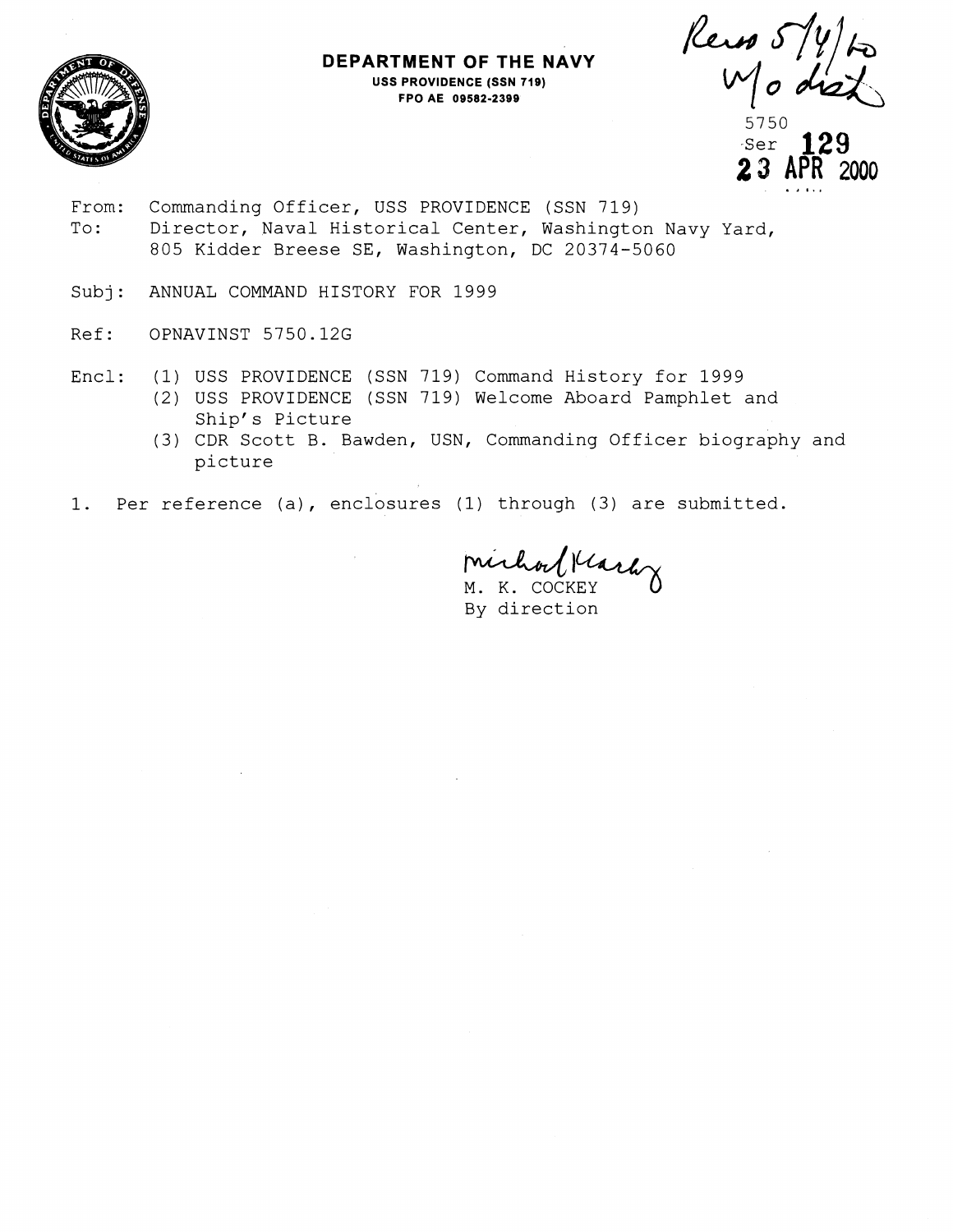**DEPARTMENT OF THE NAVY**
**USS PROVIDENCE (SSN 719)**
**FPO AE 09582-2399**

Revs 5/4/00 w/o dist

5750
Ser **129**
**23 APR 2000**

From: Commanding Officer, USS PROVIDENCE (SSN 719)
To: Director, Naval Historical Center, Washington Navy Yard, 805 Kidder Breese SE, Washington, DC 20374-5060

Subj: ANNUAL COMMAND HISTORY FOR 1999

Ref: OPNAVINST 5750.12G

Encl: (1) USS PROVIDENCE (SSN 719) Command History for 1999
(2) USS PROVIDENCE (SSN 719) Welcome Aboard Pamphlet and Ship's Picture
(3) CDR Scott B. Bawden, USN, Commanding Officer biography and picture

1. Per reference (a), enclosures (1) through (3) are submitted.

Michael K. Cockey
M. K. COCKEY
By direction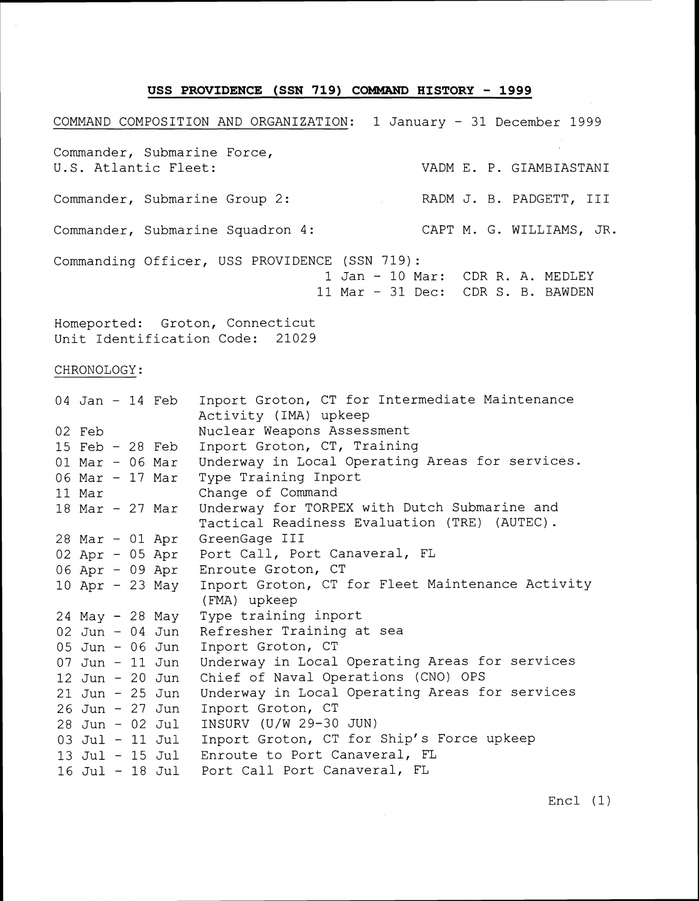## USS PROVIDENCE (SSN 719) COMMAND HISTORY - 1999

COMMAND COMPOSITION AND ORGANIZATION: 1 January - 31 December 1999

| | |
|---|---|
| Commander, Submarine Force, U.S. Atlantic Fleet: | VADM E. P. GIAMBIASTANI |
| Commander, Submarine Group 2: | RADM J. B. PADGETT, III |
| Commander, Submarine Squadron 4: | CAPT M. G. WILLIAMS, JR. |

Commanding Officer, USS PROVIDENCE (SSN 719):

| | |
|---|---|
| 1 Jan - 10 Mar: | CDR R. A. MEDLEY |
| 11 Mar - 31 Dec: | CDR S. B. BAWDEN |

Homeported: Groton, Connecticut
Unit Identification Code: 21029

CHRONOLOGY:

| | |
|---|---|
| 04 Jan - 14 Feb | Inport Groton, CT for Intermediate Maintenance Activity (IMA) upkeep |
| 02 Feb | Nuclear Weapons Assessment |
| 15 Feb - 28 Feb | Inport Groton, CT, Training |
| 01 Mar - 06 Mar | Underway in Local Operating Areas for services. |
| 06 Mar - 17 Mar | Type Training Inport |
| 11 Mar | Change of Command |
| 18 Mar - 27 Mar | Underway for TORPEX with Dutch Submarine and Tactical Readiness Evaluation (TRE) (AUTEC). |
| 28 Mar - 01 Apr | GreenGage III |
| 02 Apr - 05 Apr | Port Call, Port Canaveral, FL |
| 06 Apr - 09 Apr | Enroute Groton, CT |
| 10 Apr - 23 May | Inport Groton, CT for Fleet Maintenance Activity (FMA) upkeep |
| 24 May - 28 May | Type training inport |
| 02 Jun - 04 Jun | Refresher Training at sea |
| 05 Jun - 06 Jun | Inport Groton, CT |
| 07 Jun - 11 Jun | Underway in Local Operating Areas for services |
| 12 Jun - 20 Jun | Chief of Naval Operations (CNO) OPS |
| 21 Jun - 25 Jun | Underway in Local Operating Areas for services |
| 26 Jun - 27 Jun | Inport Groton, CT |
| 28 Jun - 02 Jul | INSURV (U/W 29-30 JUN) |
| 03 Jul - 11 Jul | Inport Groton, CT for Ship's Force upkeep |
| 13 Jul - 15 Jul | Enroute to Port Canaveral, FL |
| 16 Jul - 18 Jul | Port Call Port Canaveral, FL |

Encl (1)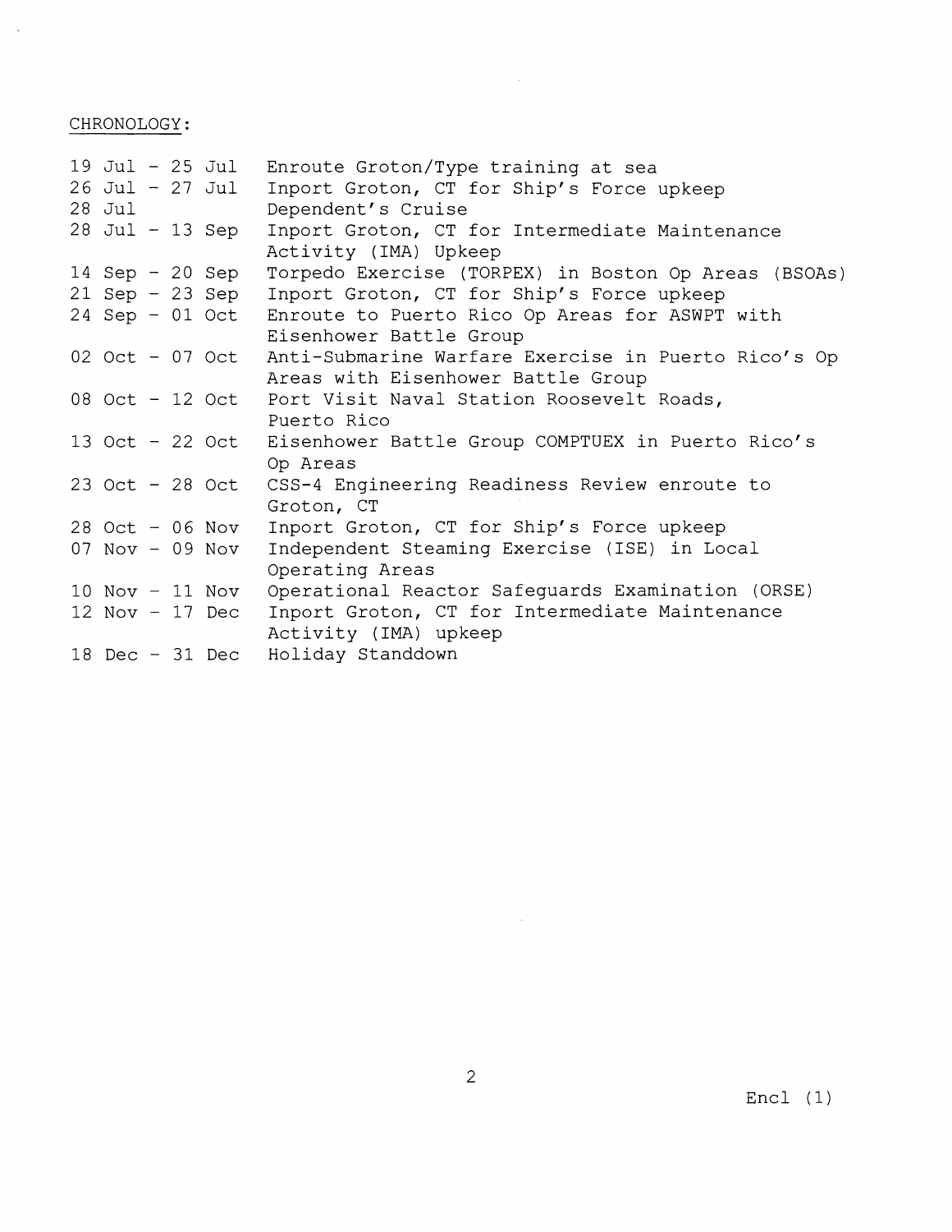CHRONOLOGY:

| | |
|---|---|
| 19 Jul - 25 Jul | Enroute Groton/Type training at sea |
| 26 Jul - 27 Jul | Inport Groton, CT for Ship's Force upkeep |
| 28 Jul | Dependent's Cruise |
| 28 Jul - 13 Sep | Inport Groton, CT for Intermediate Maintenance Activity (IMA) Upkeep |
| 14 Sep - 20 Sep | Torpedo Exercise (TORPEX) in Boston Op Areas (BSOAs) |
| 21 Sep - 23 Sep | Inport Groton, CT for Ship's Force upkeep |
| 24 Sep - 01 Oct | Enroute to Puerto Rico Op Areas for ASWPT with Eisenhower Battle Group |
| 02 Oct - 07 Oct | Anti-Submarine Warfare Exercise in Puerto Rico's Op Areas with Eisenhower Battle Group |
| 08 Oct - 12 Oct | Port Visit Naval Station Roosevelt Roads, Puerto Rico |
| 13 Oct - 22 Oct | Eisenhower Battle Group COMPTUEX in Puerto Rico's Op Areas |
| 23 Oct - 28 Oct | CSS-4 Engineering Readiness Review enroute to Groton, CT |
| 28 Oct - 06 Nov | Inport Groton, CT for Ship's Force upkeep |
| 07 Nov - 09 Nov | Independent Steaming Exercise (ISE) in Local Operating Areas |
| 10 Nov - 11 Nov | Operational Reactor Safeguards Examination (ORSE) |
| 12 Nov - 17 Dec | Inport Groton, CT for Intermediate Maintenance Activity (IMA) upkeep |
| 18 Dec - 31 Dec | Holiday Standdown |

Encl (1)